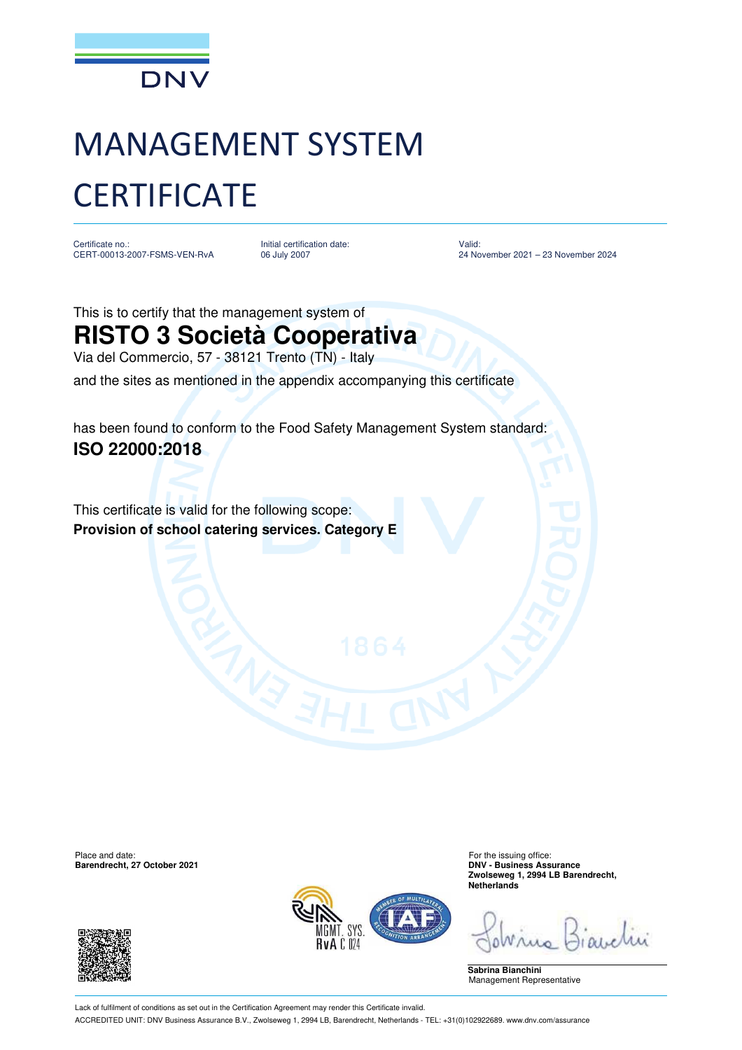DNV

# MANAGEMENT SYSTEM CERTIFICATE

Certificate no.:
CERT-00013-2007-FSMS-VEN-RvA

Initial certification date:
06 July 2007

Valid:
24 November 2021 – 23 November 2024

This is to certify that the management system of

## RISTO 3 Società Cooperativa

Via del Commercio, 57 - 38121 Trento (TN) - Italy

and the sites as mentioned in the appendix accompanying this certificate

has been found to conform to the Food Safety Management System standard:

**ISO 22000:2018**

This certificate is valid for the following scope:

**Provision of school catering services. Category E**

Place and date:
**Barendrecht, 27 October 2021**

For the issuing office:
**DNV - Business Assurance**
**Zwolseweg 1, 2994 LB Barendrecht, Netherlands**

**Sabrina Bianchini**
Management Representative

MGMT. SYS.
RvA C 024

Lack of fulfilment of conditions as set out in the Certification Agreement may render this Certificate invalid.

ACCREDITED UNIT: DNV Business Assurance B.V., Zwolseweg 1, 2994 LB, Barendrecht, Netherlands - TEL: +31(0)102922689. www.dnv.com/assurance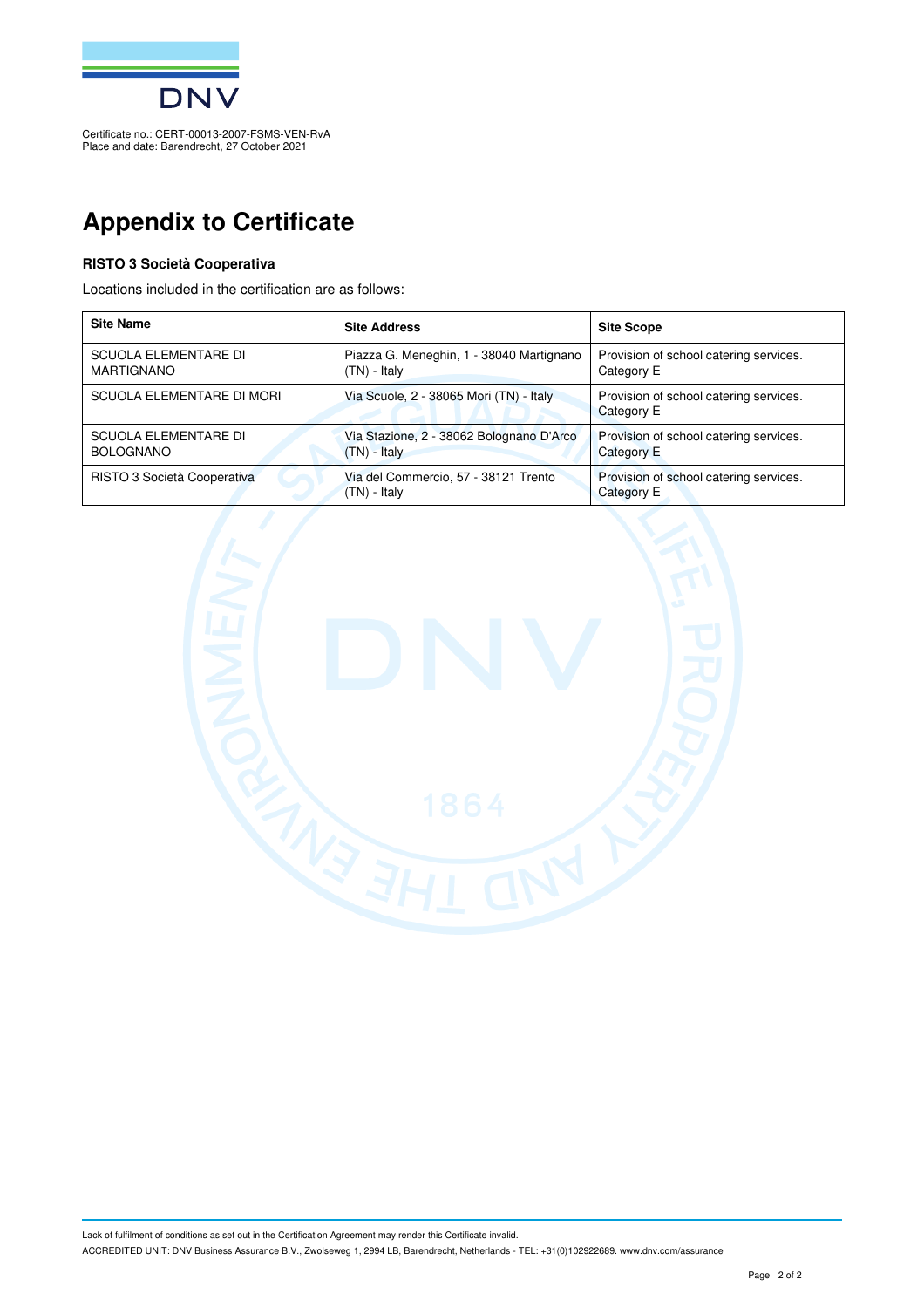Certificate no.: CERT-00013-2007-FSMS-VEN-RvA
Place and date: Barendrecht, 27 October 2021

# Appendix to Certificate

**RISTO 3 Società Cooperativa**

Locations included in the certification are as follows:

| Site Name | Site Address | Site Scope |
|---|---|---|
| SCUOLA ELEMENTARE DI MARTIGNANO | Piazza G. Meneghin, 1 - 38040 Martignano (TN) - Italy | Provision of school catering services. Category E |
| SCUOLA ELEMENTARE DI MORI | Via Scuole, 2 - 38065 Mori (TN) - Italy | Provision of school catering services. Category E |
| SCUOLA ELEMENTARE DI BOLOGNANO | Via Stazione, 2 - 38062 Bolognano D'Arco (TN) - Italy | Provision of school catering services. Category E |
| RISTO 3 Società Cooperativa | Via del Commercio, 57 - 38121 Trento (TN) - Italy | Provision of school catering services. Category E |

Lack of fulfilment of conditions as set out in the Certification Agreement may render this Certificate invalid.

ACCREDITED UNIT: DNV Business Assurance B.V., Zwolseweg 1, 2994 LB, Barendrecht, Netherlands - TEL: +31(0)102922689. www.dnv.com/assurance